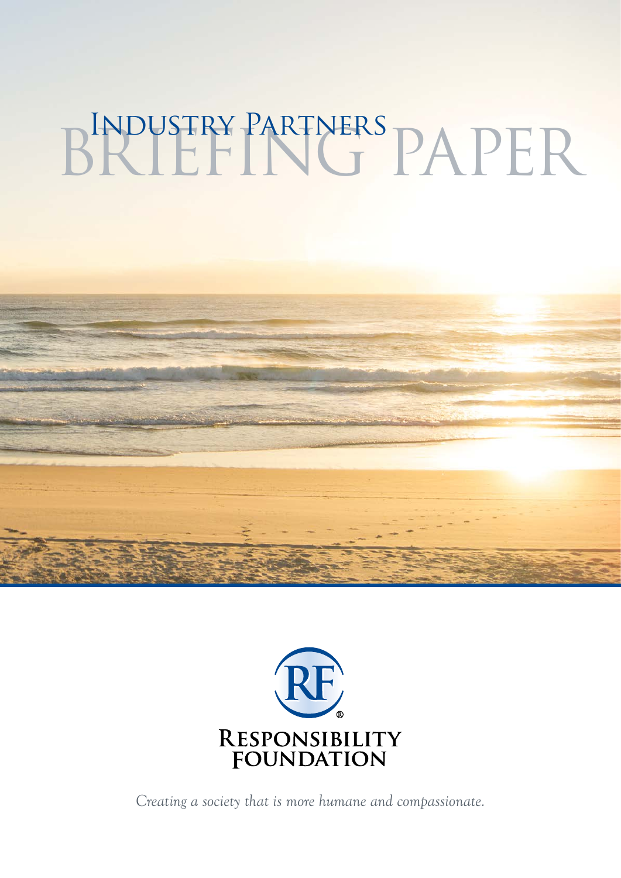# Industry Partners Briefing Paper

Responsibility Foundation

*Creating a society that is more humane and compassionate.*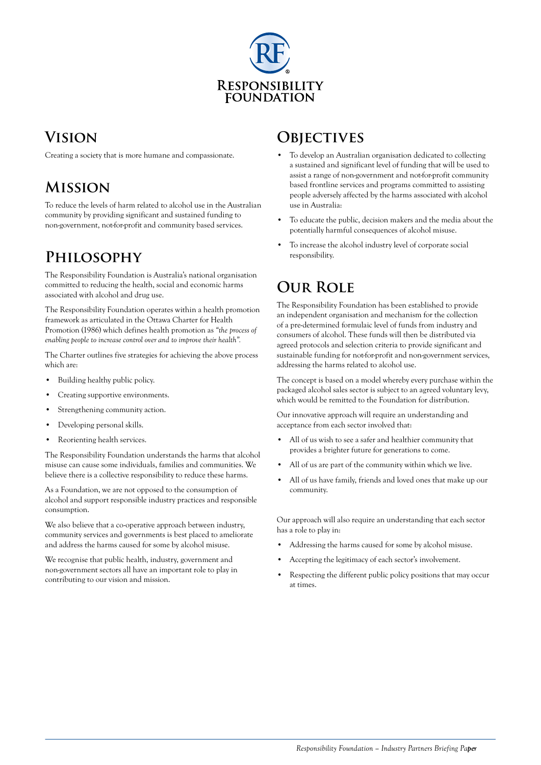# Responsibility Foundation

## Vision

Creating a society that is more humane and compassionate.

## Mission

To reduce the levels of harm related to alcohol use in the Australian community by providing significant and sustained funding to non-government, not-for-profit and community based services.

## Philosophy

The Responsibility Foundation is Australia's national organisation committed to reducing the health, social and economic harms associated with alcohol and drug use.

The Responsibility Foundation operates within a health promotion framework as articulated in the Ottawa Charter for Health Promotion (1986) which defines health promotion as *"the process of enabling people to increase control over and to improve their health"*.

The Charter outlines five strategies for achieving the above process which are:

- Building healthy public policy.
- Creating supportive environments.
- Strengthening community action.
- Developing personal skills.
- Reorienting health services.

The Responsibility Foundation understands the harms that alcohol misuse can cause some individuals, families and communities. We believe there is a collective responsibility to reduce these harms.

As a Foundation, we are not opposed to the consumption of alcohol and support responsible industry practices and responsible consumption.

We also believe that a co-operative approach between industry, community services and governments is best placed to ameliorate and address the harms caused for some by alcohol misuse.

We recognise that public health, industry, government and non-government sectors all have an important role to play in contributing to our vision and mission.

## Objectives

- To develop an Australian organisation dedicated to collecting a sustained and significant level of funding that will be used to assist a range of non-government and not-for-profit community based frontline services and programs committed to assisting people adversely affected by the harms associated with alcohol use in Australia:
- To educate the public, decision makers and the media about the potentially harmful consequences of alcohol misuse.
- To increase the alcohol industry level of corporate social responsibility.

## Our Role

The Responsibility Foundation has been established to provide an independent organisation and mechanism for the collection of a pre-determined formulaic level of funds from industry and consumers of alcohol. These funds will then be distributed via agreed protocols and selection criteria to provide significant and sustainable funding for not-for-profit and non-government services, addressing the harms related to alcohol use.

The concept is based on a model whereby every purchase within the packaged alcohol sales sector is subject to an agreed voluntary levy, which would be remitted to the Foundation for distribution.

Our innovative approach will require an understanding and acceptance from each sector involved that:

- All of us wish to see a safer and healthier community that provides a brighter future for generations to come.
- All of us are part of the community within which we live.
- All of us have family, friends and loved ones that make up our community.

Our approach will also require an understanding that each sector has a role to play in:

- Addressing the harms caused for some by alcohol misuse.
- Accepting the legitimacy of each sector's involvement.
- Respecting the different public policy positions that may occur at times.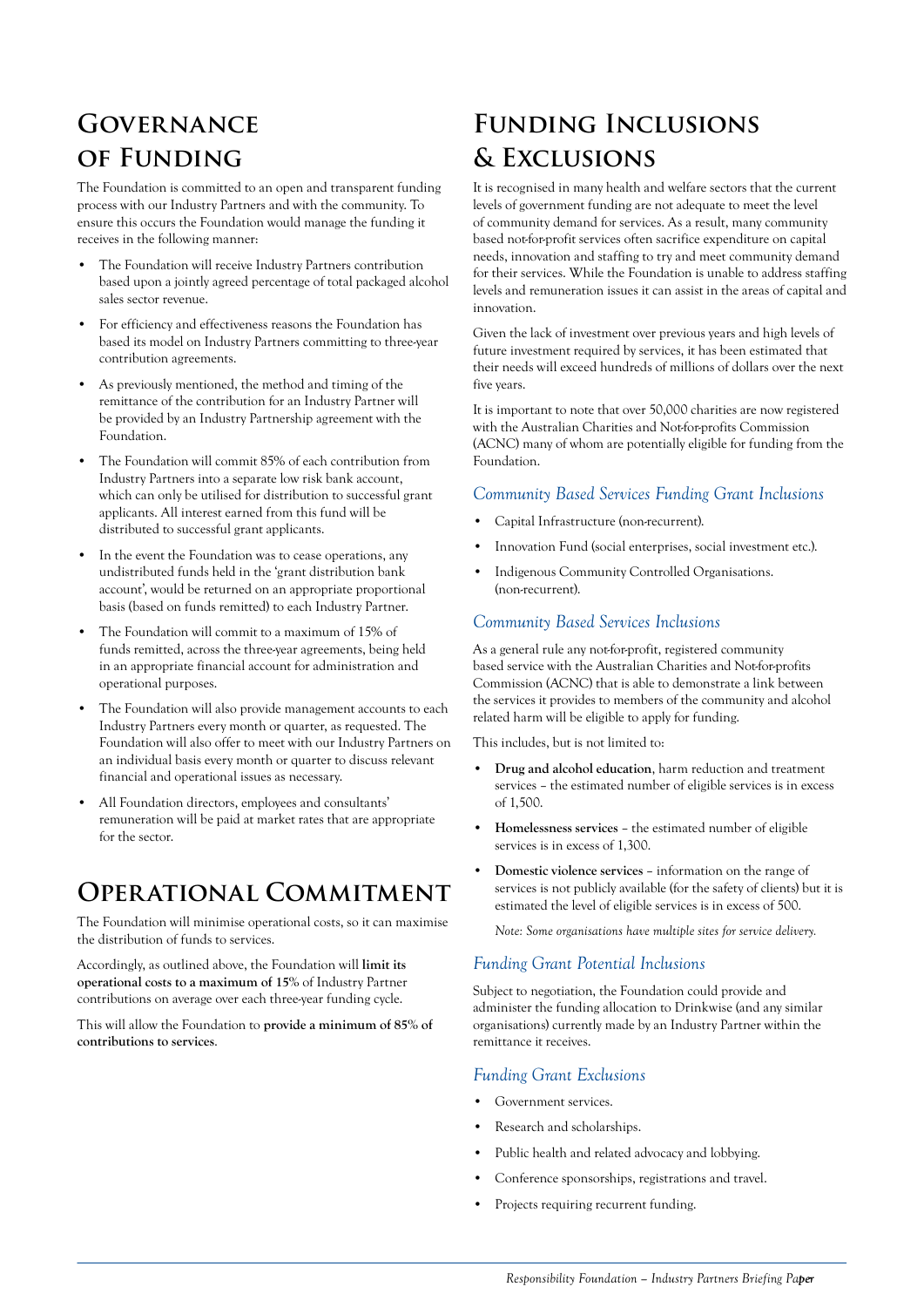# Governance of Funding

The Foundation is committed to an open and transparent funding process with our Industry Partners and with the community. To ensure this occurs the Foundation would manage the funding it receives in the following manner:

- The Foundation will receive Industry Partners contribution based upon a jointly agreed percentage of total packaged alcohol sales sector revenue.
- For efficiency and effectiveness reasons the Foundation has based its model on Industry Partners committing to three-year contribution agreements.
- As previously mentioned, the method and timing of the remittance of the contribution for an Industry Partner will be provided by an Industry Partnership agreement with the Foundation.
- The Foundation will commit 85% of each contribution from Industry Partners into a separate low risk bank account, which can only be utilised for distribution to successful grant applicants. All interest earned from this fund will be distributed to successful grant applicants.
- In the event the Foundation was to cease operations, any undistributed funds held in the 'grant distribution bank account', would be returned on an appropriate proportional basis (based on funds remitted) to each Industry Partner.
- The Foundation will commit to a maximum of 15% of funds remitted, across the three-year agreements, being held in an appropriate financial account for administration and operational purposes.
- The Foundation will also provide management accounts to each Industry Partners every month or quarter, as requested. The Foundation will also offer to meet with our Industry Partners on an individual basis every month or quarter to discuss relevant financial and operational issues as necessary.
- All Foundation directors, employees and consultants' remuneration will be paid at market rates that are appropriate for the sector.

# Operational Commitment

The Foundation will minimise operational costs, so it can maximise the distribution of funds to services.

Accordingly, as outlined above, the Foundation will **limit its operational costs to a maximum of 15%** of Industry Partner contributions on average over each three-year funding cycle.

This will allow the Foundation to **provide a minimum of 85% of contributions to services**.

# Funding Inclusions & Exclusions

It is recognised in many health and welfare sectors that the current levels of government funding are not adequate to meet the level of community demand for services. As a result, many community based not-for-profit services often sacrifice expenditure on capital needs, innovation and staffing to try and meet community demand for their services. While the Foundation is unable to address staffing levels and remuneration issues it can assist in the areas of capital and innovation.

Given the lack of investment over previous years and high levels of future investment required by services, it has been estimated that their needs will exceed hundreds of millions of dollars over the next five years.

It is important to note that over 50,000 charities are now registered with the Australian Charities and Not-for-profits Commission (ACNC) many of whom are potentially eligible for funding from the Foundation.

## *Community Based Services Funding Grant Inclusions*

- Capital Infrastructure (non-recurrent).
- Innovation Fund (social enterprises, social investment etc.).
- Indigenous Community Controlled Organisations. (non-recurrent).

## *Community Based Services Inclusions*

As a general rule any not-for-profit, registered community based service with the Australian Charities and Not-for-profits Commission (ACNC) that is able to demonstrate a link between the services it provides to members of the community and alcohol related harm will be eligible to apply for funding.

This includes, but is not limited to:

- **Drug and alcohol education**, harm reduction and treatment services – the estimated number of eligible services is in excess of 1,500.
- **Homelessness services** – the estimated number of eligible services is in excess of 1,300.
- **Domestic violence services** – information on the range of services is not publicly available (for the safety of clients) but it is estimated the level of eligible services is in excess of 500.

  *Note: Some organisations have multiple sites for service delivery.*

## *Funding Grant Potential Inclusions*

Subject to negotiation, the Foundation could provide and administer the funding allocation to Drinkwise (and any similar organisations) currently made by an Industry Partner within the remittance it receives.

## *Funding Grant Exclusions*

- Government services.
- Research and scholarships.
- Public health and related advocacy and lobbying.
- Conference sponsorships, registrations and travel.
- Projects requiring recurrent funding.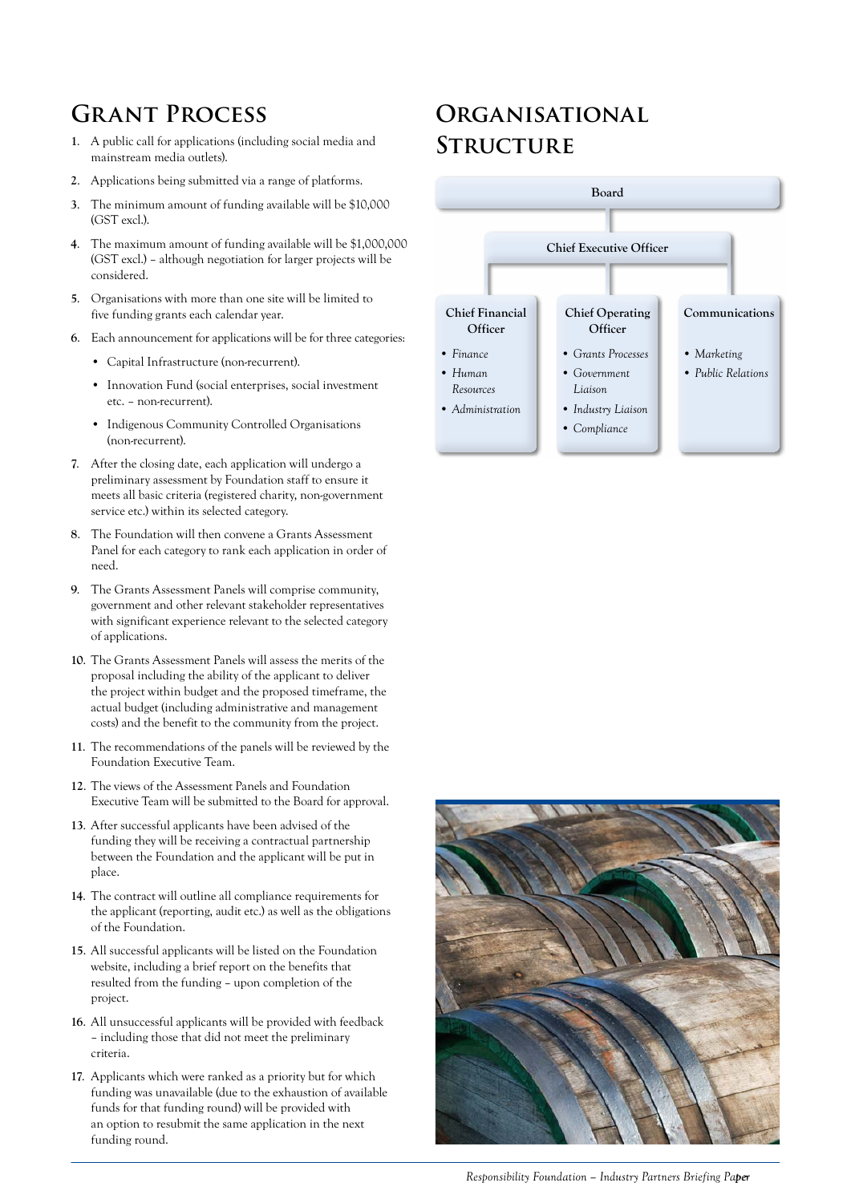# Grant Process

1. A public call for applications (including social media and mainstream media outlets).
2. Applications being submitted via a range of platforms.
3. The minimum amount of funding available will be $10,000 (GST excl.).
4. The maximum amount of funding available will be $1,000,000 (GST excl.) – although negotiation for larger projects will be considered.
5. Organisations with more than one site will be limited to five funding grants each calendar year.
6. Each announcement for applications will be for three categories:
   - Capital Infrastructure (non-recurrent).
   - Innovation Fund (social enterprises, social investment etc. – non-recurrent).
   - Indigenous Community Controlled Organisations (non-recurrent).
7. After the closing date, each application will undergo a preliminary assessment by Foundation staff to ensure it meets all basic criteria (registered charity, non-government service etc.) within its selected category.
8. The Foundation will then convene a Grants Assessment Panel for each category to rank each application in order of need.
9. The Grants Assessment Panels will comprise community, government and other relevant stakeholder representatives with significant experience relevant to the selected category of applications.
10. The Grants Assessment Panels will assess the merits of the proposal including the ability of the applicant to deliver the project within budget and the proposed timeframe, the actual budget (including administrative and management costs) and the benefit to the community from the project.
11. The recommendations of the panels will be reviewed by the Foundation Executive Team.
12. The views of the Assessment Panels and Foundation Executive Team will be submitted to the Board for approval.
13. After successful applicants have been advised of the funding they will be receiving a contractual partnership between the Foundation and the applicant will be put in place.
14. The contract will outline all compliance requirements for the applicant (reporting, audit etc.) as well as the obligations of the Foundation.
15. All successful applicants will be listed on the Foundation website, including a brief report on the benefits that resulted from the funding – upon completion of the project.
16. All unsuccessful applicants will be provided with feedback – including those that did not meet the preliminary criteria.
17. Applicants which were ranked as a priority but for which funding was unavailable (due to the exhaustion of available funds for that funding round) will be provided with an option to resubmit the same application in the next funding round.

# Organisational Structure

**Board**

**Chief Executive Officer**

**Chief Financial Officer**
- *Finance*
- *Human Resources*
- *Administration*

**Chief Operating Officer**
- *Grants Processes*
- *Government Liaison*
- *Industry Liaison*
- *Compliance*

**Communications**
- *Marketing*
- *Public Relations*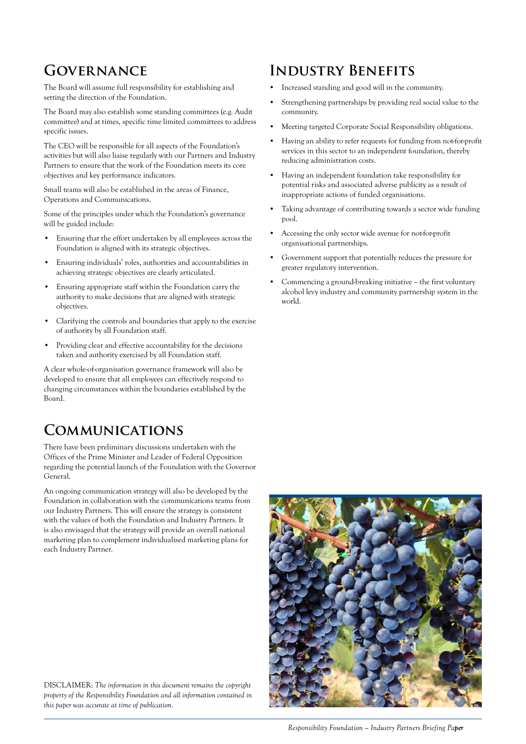# Governance

The Board will assume full responsibility for establishing and setting the direction of the Foundation.

The Board may also establish some standing committees (e.g. Audit committee) and at times, specific time limited committees to address specific issues.

The CEO will be responsible for all aspects of the Foundation's activities but will also liaise regularly with our Partners and Industry Partners to ensure that the work of the Foundation meets its core objectives and key performance indicators.

Small teams will also be established in the areas of Finance, Operations and Communications.

Some of the principles under which the Foundation's governance will be guided include:

- Ensuring that the effort undertaken by all employees across the Foundation is aligned with its strategic objectives.
- Ensuring individuals' roles, authorities and accountabilities in achieving strategic objectives are clearly articulated.
- Ensuring appropriate staff within the Foundation carry the authority to make decisions that are aligned with strategic objectives.
- Clarifying the controls and boundaries that apply to the exercise of authority by all Foundation staff.
- Providing clear and effective accountability for the decisions taken and authority exercised by all Foundation staff.

A clear whole-of-organisation governance framework will also be developed to ensure that all employees can effectively respond to changing circumstances within the boundaries established by the Board.

# Communications

There have been preliminary discussions undertaken with the Offices of the Prime Minister and Leader of Federal Opposition regarding the potential launch of the Foundation with the Governor General.

An ongoing communication strategy will also be developed by the Foundation in collaboration with the communications teams from our Industry Partners. This will ensure the strategy is consistent with the values of both the Foundation and Industry Partners. It is also envisaged that the strategy will provide an overall national marketing plan to complement individualised marketing plans for each Industry Partner.

DISCLAIMER: *The information in this document remains the copyright property of the Responsibility Foundation and all information contained in this paper was accurate at time of publication.*

# Industry Benefits

- Increased standing and good will in the community.
- Strengthening partnerships by providing real social value to the community.
- Meeting targeted Corporate Social Responsibility obligations.
- Having an ability to refer requests for funding from not-for-profit services in this sector to an independent foundation, thereby reducing administration costs.
- Having an independent foundation take responsibility for potential risks and associated adverse publicity as a result of inappropriate actions of funded organisations.
- Taking advantage of contributing towards a sector wide funding pool.
- Accessing the only sector wide avenue for not-for-profit organisational partnerships.
- Government support that potentially reduces the pressure for greater regulatory intervention.
- Commencing a ground-breaking initiative – the first voluntary alcohol levy industry and community partnership system in the world.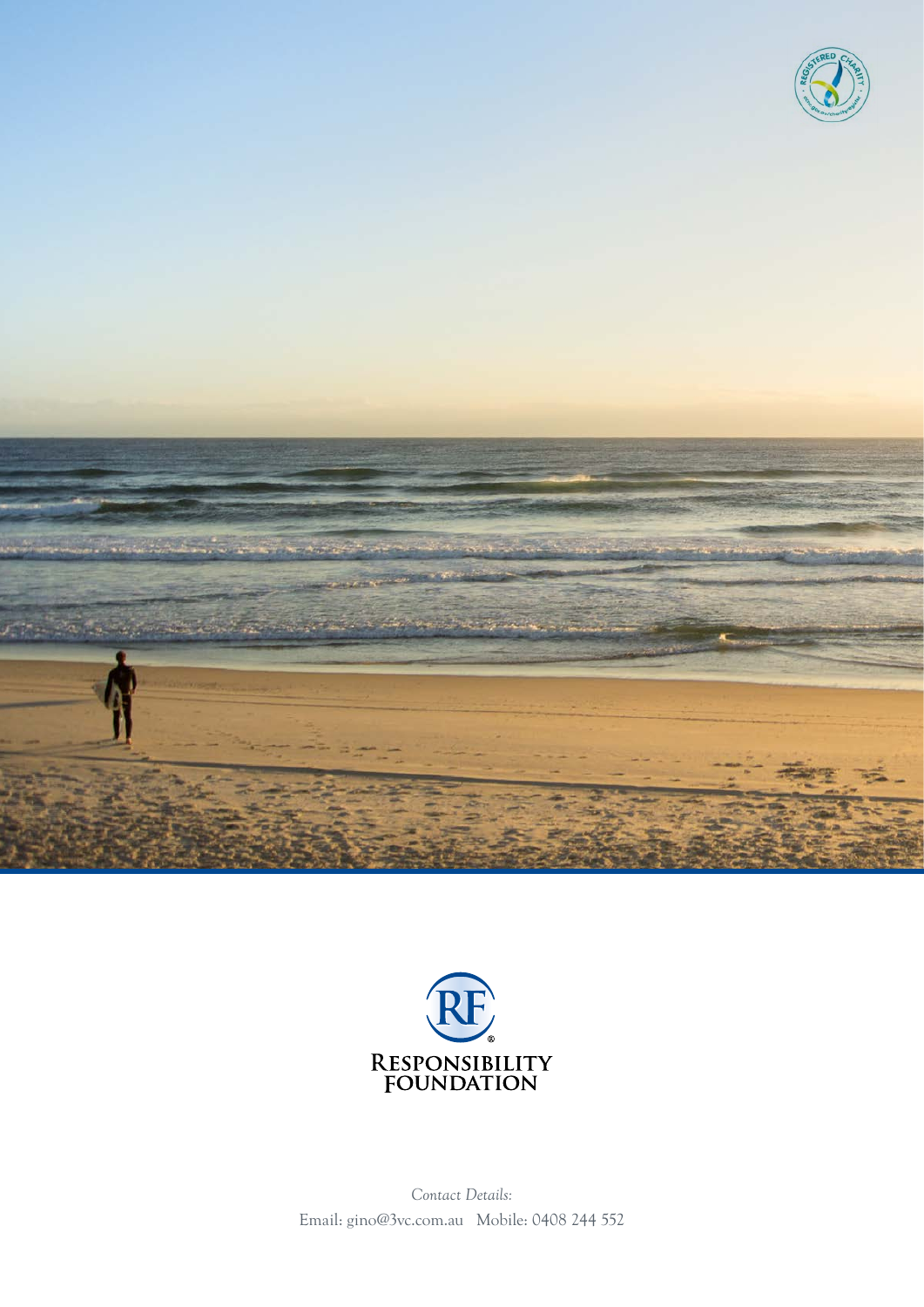Responsibility Foundation

*Contact Details:*

Email: gino@3vc.com.au Mobile: 0408 244 552